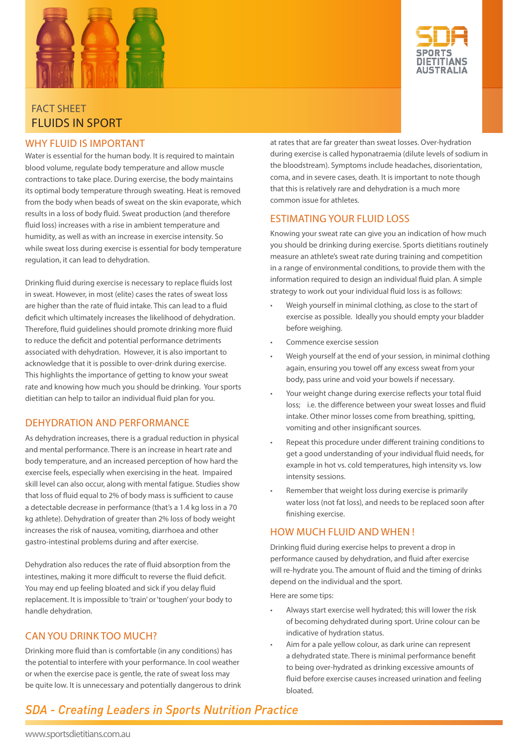SPORTS DIETITIANS AUSTRALIA

FACT SHEET

# FLUIDS IN SPORT

## WHY FLUID IS IMPORTANT

Water is essential for the human body. It is required to maintain blood volume, regulate body temperature and allow muscle contractions to take place. During exercise, the body maintains its optimal body temperature through sweating. Heat is removed from the body when beads of sweat on the skin evaporate, which results in a loss of body fluid. Sweat production (and therefore fluid loss) increases with a rise in ambient temperature and humidity, as well as with an increase in exercise intensity. So while sweat loss during exercise is essential for body temperature regulation, it can lead to dehydration.

Drinking fluid during exercise is necessary to replace fluids lost in sweat. However, in most (elite) cases the rates of sweat loss are higher than the rate of fluid intake. This can lead to a fluid deficit which ultimately increases the likelihood of dehydration. Therefore, fluid guidelines should promote drinking more fluid to reduce the deficit and potential performance detriments associated with dehydration. However, it is also important to acknowledge that it is possible to over-drink during exercise. This highlights the importance of getting to know your sweat rate and knowing how much you should be drinking. Your sports dietitian can help to tailor an individual fluid plan for you.

## DEHYDRATION AND PERFORMANCE

As dehydration increases, there is a gradual reduction in physical and mental performance. There is an increase in heart rate and body temperature, and an increased perception of how hard the exercise feels, especially when exercising in the heat. Impaired skill level can also occur, along with mental fatigue. Studies show that loss of fluid equal to 2% of body mass is sufficient to cause a detectable decrease in performance (that's a 1.4 kg loss in a 70 kg athlete). Dehydration of greater than 2% loss of body weight increases the risk of nausea, vomiting, diarrhoea and other gastro-intestinal problems during and after exercise.

Dehydration also reduces the rate of fluid absorption from the intestines, making it more difficult to reverse the fluid deficit. You may end up feeling bloated and sick if you delay fluid replacement. It is impossible to 'train' or 'toughen' your body to handle dehydration.

## CAN YOU DRINK TOO MUCH?

Drinking more fluid than is comfortable (in any conditions) has the potential to interfere with your performance. In cool weather or when the exercise pace is gentle, the rate of sweat loss may be quite low. It is unnecessary and potentially dangerous to drink at rates that are far greater than sweat losses. Over-hydration during exercise is called hyponatraemia (dilute levels of sodium in the bloodstream). Symptoms include headaches, disorientation, coma, and in severe cases, death. It is important to note though that this is relatively rare and dehydration is a much more common issue for athletes.

## ESTIMATING YOUR FLUID LOSS

Knowing your sweat rate can give you an indication of how much you should be drinking during exercise. Sports dietitians routinely measure an athlete's sweat rate during training and competition in a range of environmental conditions, to provide them with the information required to design an individual fluid plan. A simple strategy to work out your individual fluid loss is as follows:

- Weigh yourself in minimal clothing, as close to the start of exercise as possible. Ideally you should empty your bladder before weighing.
- Commence exercise session
- Weigh yourself at the end of your session, in minimal clothing again, ensuring you towel off any excess sweat from your body, pass urine and void your bowels if necessary.
- Your weight change during exercise reflects your total fluid loss; i.e. the difference between your sweat losses and fluid intake. Other minor losses come from breathing, spitting, vomiting and other insignificant sources.
- Repeat this procedure under different training conditions to get a good understanding of your individual fluid needs, for example in hot vs. cold temperatures, high intensity vs. low intensity sessions.
- Remember that weight loss during exercise is primarily water loss (not fat loss), and needs to be replaced soon after finishing exercise.

## HOW MUCH FLUID AND WHEN !

Drinking fluid during exercise helps to prevent a drop in performance caused by dehydration, and fluid after exercise will re-hydrate you. The amount of fluid and the timing of drinks depend on the individual and the sport.

Here are some tips:

- Always start exercise well hydrated; this will lower the risk of becoming dehydrated during sport. Urine colour can be indicative of hydration status.
- Aim for a pale yellow colour, as dark urine can represent a dehydrated state. There is minimal performance benefit to being over-hydrated as drinking excessive amounts of fluid before exercise causes increased urination and feeling bloated.

*SDA - Creating Leaders in Sports Nutrition Practice*

www.sportsdietitians.com.au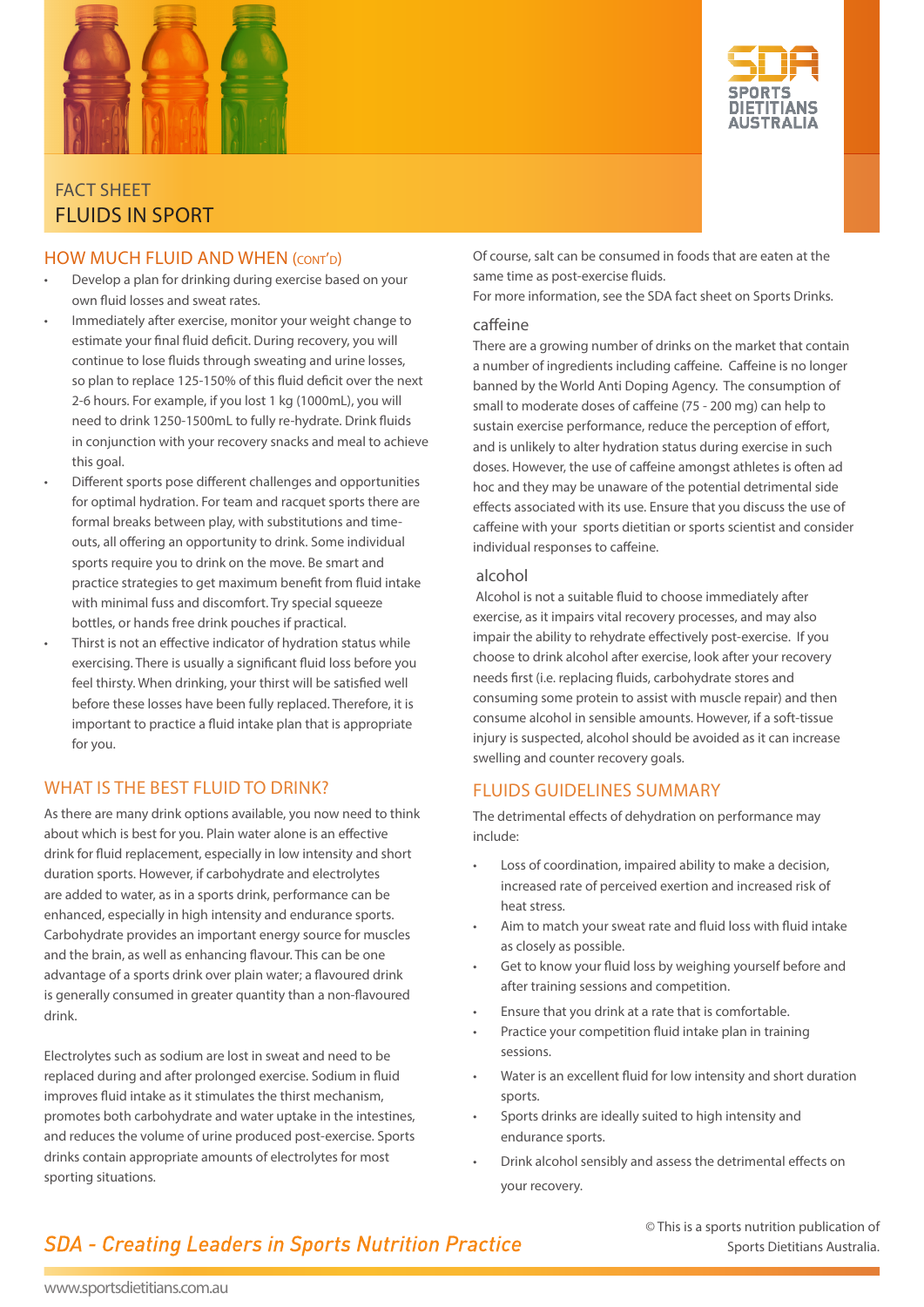FACT SHEET

# FLUIDS IN SPORT

## HOW MUCH FLUID AND WHEN (CONT'D)

- Develop a plan for drinking during exercise based on your own fluid losses and sweat rates.
- Immediately after exercise, monitor your weight change to estimate your final fluid deficit. During recovery, you will continue to lose fluids through sweating and urine losses, so plan to replace 125-150% of this fluid deficit over the next 2-6 hours. For example, if you lost 1 kg (1000mL), you will need to drink 1250-1500mL to fully re-hydrate. Drink fluids in conjunction with your recovery snacks and meal to achieve this goal.
- Different sports pose different challenges and opportunities for optimal hydration. For team and racquet sports there are formal breaks between play, with substitutions and time-outs, all offering an opportunity to drink. Some individual sports require you to drink on the move. Be smart and practice strategies to get maximum benefit from fluid intake with minimal fuss and discomfort. Try special squeeze bottles, or hands free drink pouches if practical.
- Thirst is not an effective indicator of hydration status while exercising. There is usually a significant fluid loss before you feel thirsty. When drinking, your thirst will be satisfied well before these losses have been fully replaced. Therefore, it is important to practice a fluid intake plan that is appropriate for you.

## WHAT IS THE BEST FLUID TO DRINK?

As there are many drink options available, you now need to think about which is best for you. Plain water alone is an effective drink for fluid replacement, especially in low intensity and short duration sports. However, if carbohydrate and electrolytes are added to water, as in a sports drink, performance can be enhanced, especially in high intensity and endurance sports. Carbohydrate provides an important energy source for muscles and the brain, as well as enhancing flavour. This can be one advantage of a sports drink over plain water; a flavoured drink is generally consumed in greater quantity than a non-flavoured drink.

Electrolytes such as sodium are lost in sweat and need to be replaced during and after prolonged exercise. Sodium in fluid improves fluid intake as it stimulates the thirst mechanism, promotes both carbohydrate and water uptake in the intestines, and reduces the volume of urine produced post-exercise. Sports drinks contain appropriate amounts of electrolytes for most sporting situations.

Of course, salt can be consumed in foods that are eaten at the same time as post-exercise fluids.
For more information, see the SDA fact sheet on Sports Drinks.

### caffeine

There are a growing number of drinks on the market that contain a number of ingredients including caffeine. Caffeine is no longer banned by the World Anti Doping Agency. The consumption of small to moderate doses of caffeine (75 - 200 mg) can help to sustain exercise performance, reduce the perception of effort, and is unlikely to alter hydration status during exercise in such doses. However, the use of caffeine amongst athletes is often ad hoc and they may be unaware of the potential detrimental side effects associated with its use. Ensure that you discuss the use of caffeine with your sports dietitian or sports scientist and consider individual responses to caffeine.

### alcohol

Alcohol is not a suitable fluid to choose immediately after exercise, as it impairs vital recovery processes, and may also impair the ability to rehydrate effectively post-exercise. If you choose to drink alcohol after exercise, look after your recovery needs first (i.e. replacing fluids, carbohydrate stores and consuming some protein to assist with muscle repair) and then consume alcohol in sensible amounts. However, if a soft-tissue injury is suspected, alcohol should be avoided as it can increase swelling and counter recovery goals.

## FLUIDS GUIDELINES SUMMARY

The detrimental effects of dehydration on performance may include:

- Loss of coordination, impaired ability to make a decision, increased rate of perceived exertion and increased risk of heat stress.
- Aim to match your sweat rate and fluid loss with fluid intake as closely as possible.
- Get to know your fluid loss by weighing yourself before and after training sessions and competition.
- Ensure that you drink at a rate that is comfortable.
- Practice your competition fluid intake plan in training sessions.
- Water is an excellent fluid for low intensity and short duration sports.
- Sports drinks are ideally suited to high intensity and endurance sports.
- Drink alcohol sensibly and assess the detrimental effects on your recovery.

*SDA - Creating Leaders in Sports Nutrition Practice*

© This is a sports nutrition publication of Sports Dietitians Australia.

www.sportsdietitians.com.au